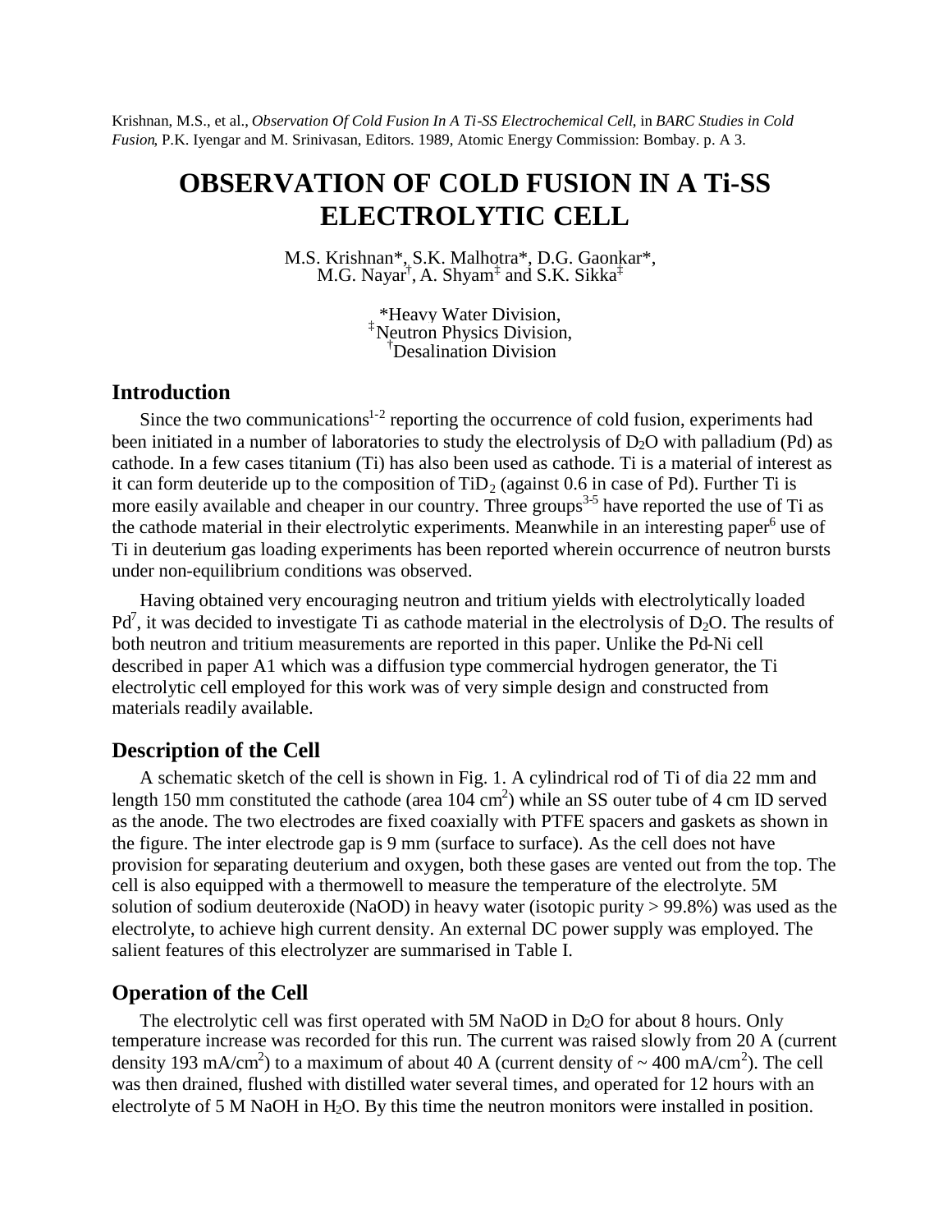Krishnan, M.S., et al., *Observation Of Cold Fusion In A Ti-SS Electrochemical Cell*, in *BARC Studies in Cold Fusion*, P.K. Iyengar and M. Srinivasan, Editors. 1989, Atomic Energy Commission: Bombay. p. A 3.

# OBSERVATION OF COLD FUSION IN A Ti-SS ELECTROLYTIC CELL

M.S. Krishnan*, S.K. Malhotra*, D.G. Gaonkar*, M.G. Nayar†, A. Shyam‡ and S.K. Sikka‡

*Heavy Water Division,
‡Neutron Physics Division,
†Desalination Division

## Introduction

Since the two communications[1-2] reporting the occurrence of cold fusion, experiments had been initiated in a number of laboratories to study the electrolysis of $D_2O$ with palladium (Pd) as cathode. In a few cases titanium (Ti) has also been used as cathode. Ti is a material of interest as it can form deuteride up to the composition of $TiD_2$ (against 0.6 in case of Pd). Further Ti is more easily available and cheaper in our country. Three groups[3-5] have reported the use of Ti as the cathode material in their electrolytic experiments. Meanwhile in an interesting paper[6] use of Ti in deuterium gas loading experiments has been reported wherein occurrence of neutron bursts under non-equilibrium conditions was observed.

Having obtained very encouraging neutron and tritium yields with electrolytically loaded Pd[7], it was decided to investigate Ti as cathode material in the electrolysis of $D_2O$. The results of both neutron and tritium measurements are reported in this paper. Unlike the Pd-Ni cell described in paper A1 which was a diffusion type commercial hydrogen generator, the Ti electrolytic cell employed for this work was of very simple design and constructed from materials readily available.

## Description of the Cell

A schematic sketch of the cell is shown in Fig. 1. A cylindrical rod of Ti of dia 22 mm and length 150 mm constituted the cathode (area 104 $cm^2$) while an SS outer tube of 4 cm ID served as the anode. The two electrodes are fixed coaxially with PTFE spacers and gaskets as shown in the figure. The inter electrode gap is 9 mm (surface to surface). As the cell does not have provision for separating deuterium and oxygen, both these gases are vented out from the top. The cell is also equipped with a thermowell to measure the temperature of the electrolyte. 5M solution of sodium deuteroxide (NaOD) in heavy water (isotopic purity > 99.8%) was used as the electrolyte, to achieve high current density. An external DC power supply was employed. The salient features of this electrolyzer are summarised in Table I.

## Operation of the Cell

The electrolytic cell was first operated with 5M NaOD in $D_2O$ for about 8 hours. Only temperature increase was recorded for this run. The current was raised slowly from 20 A (current density 193 $mA/cm^2$) to a maximum of about 40 A (current density of ~ 400 $mA/cm^2$). The cell was then drained, flushed with distilled water several times, and operated for 12 hours with an electrolyte of 5 M NaOH in $H_2O$. By this time the neutron monitors were installed in position.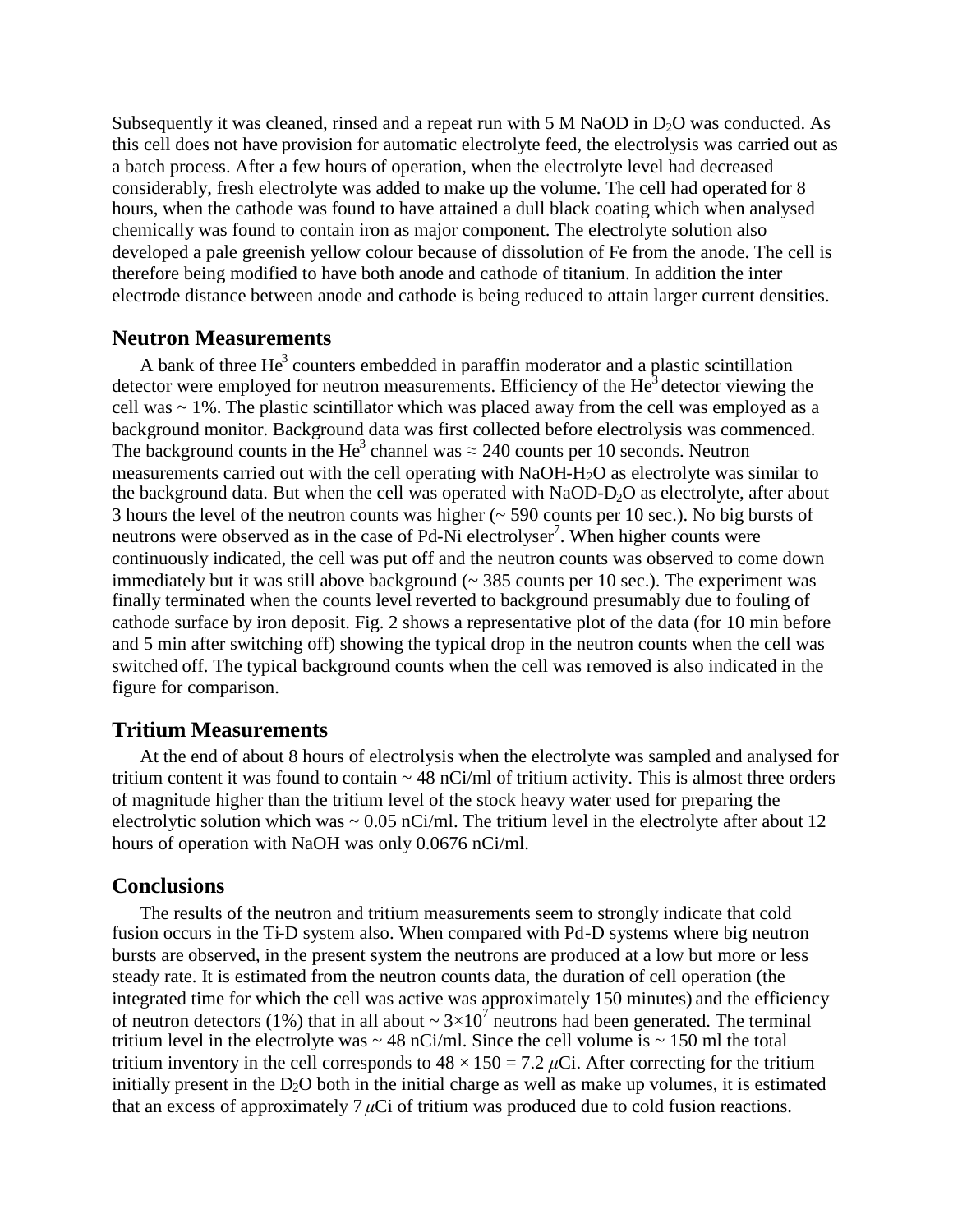Subsequently it was cleaned, rinsed and a repeat run with 5 M NaOD in $D_2O$ was conducted. As this cell does not have provision for automatic electrolyte feed, the electrolysis was carried out as a batch process. After a few hours of operation, when the electrolyte level had decreased considerably, fresh electrolyte was added to make up the volume. The cell had operated for 8 hours, when the cathode was found to have attained a dull black coating which when analysed chemically was found to contain iron as major component. The electrolyte solution also developed a pale greenish yellow colour because of dissolution of Fe from the anode. The cell is therefore being modified to have both anode and cathode of titanium. In addition the inter electrode distance between anode and cathode is being reduced to attain larger current densities.

## Neutron Measurements

A bank of three $He^3$ counters embedded in paraffin moderator and a plastic scintillation detector were employed for neutron measurements. Efficiency of the $He^3$ detector viewing the cell was ~ 1%. The plastic scintillator which was placed away from the cell was employed as a background monitor. Background data was first collected before electrolysis was commenced. The background counts in the $He^3$ channel was ≈ 240 counts per 10 seconds. Neutron measurements carried out with the cell operating with NaOH-$H_2O$ as electrolyte was similar to the background data. But when the cell was operated with NaOD-$D_2O$ as electrolyte, after about 3 hours the level of the neutron counts was higher (~ 590 counts per 10 sec.). No big bursts of neutrons were observed as in the case of Pd-Ni electrolyser[7]. When higher counts were continuously indicated, the cell was put off and the neutron counts was observed to come down immediately but it was still above background (~ 385 counts per 10 sec.). The experiment was finally terminated when the counts level reverted to background presumably due to fouling of cathode surface by iron deposit. Fig. 2 shows a representative plot of the data (for 10 min before and 5 min after switching off) showing the typical drop in the neutron counts when the cell was switched off. The typical background counts when the cell was removed is also indicated in the figure for comparison.

## Tritium Measurements

At the end of about 8 hours of electrolysis when the electrolyte was sampled and analysed for tritium content it was found to contain ~ 48 nCi/ml of tritium activity. This is almost three orders of magnitude higher than the tritium level of the stock heavy water used for preparing the electrolytic solution which was ~ 0.05 nCi/ml. The tritium level in the electrolyte after about 12 hours of operation with NaOH was only 0.0676 nCi/ml.

## Conclusions

The results of the neutron and tritium measurements seem to strongly indicate that cold fusion occurs in the Ti-D system also. When compared with Pd-D systems where big neutron bursts are observed, in the present system the neutrons are produced at a low but more or less steady rate. It is estimated from the neutron counts data, the duration of cell operation (the integrated time for which the cell was active was approximately 150 minutes) and the efficiency of neutron detectors (1%) that in all about ~ $3\times10^7$ neutrons had been generated. The terminal tritium level in the electrolyte was ~ 48 nCi/ml. Since the cell volume is ~ 150 ml the total tritium inventory in the cell corresponds to $48 \times 150 = 7.2$ $\mu$Ci. After correcting for the tritium initially present in the $D_2O$ both in the initial charge as well as make up volumes, it is estimated that an excess of approximately 7 $\mu$Ci of tritium was produced due to cold fusion reactions.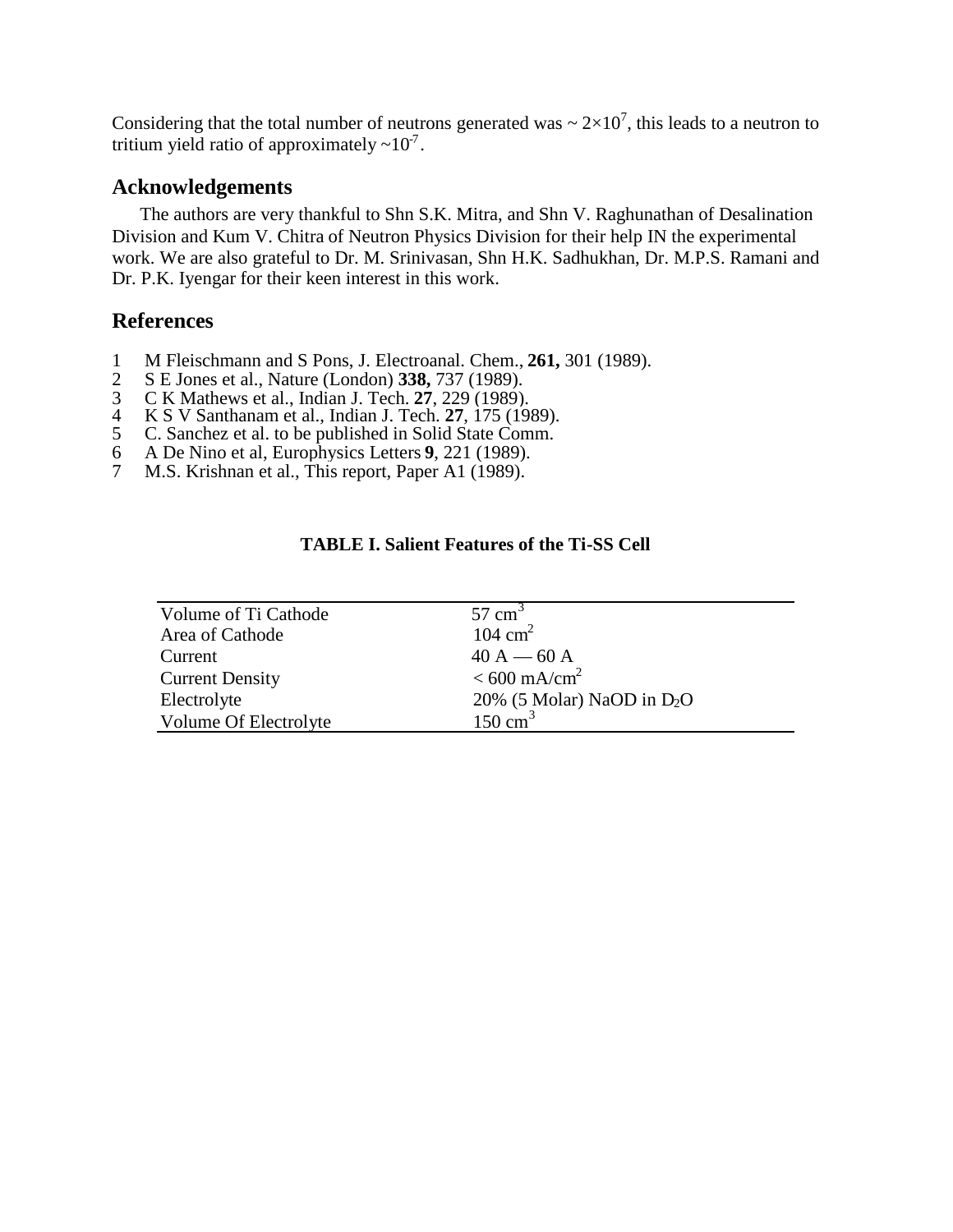Considering that the total number of neutrons generated was ~ $2\times10^7$, this leads to a neutron to tritium yield ratio of approximately ~$10^{-7}$.

## Acknowledgements

The authors are very thankful to Shn S.K. Mitra, and Shn V. Raghunathan of Desalination Division and Kum V. Chitra of Neutron Physics Division for their help IN the experimental work. We are also grateful to Dr. M. Srinivasan, Shn H.K. Sadhukhan, Dr. M.P.S. Ramani and Dr. P.K. Iyengar for their keen interest in this work.

## References

1. M Fleischmann and S Pons, J. Electroanal. Chem., **261,** 301 (1989).
2. S E Jones et al., Nature (London) **338,** 737 (1989).
3. C K Mathews et al., Indian J. Tech. **27**, 229 (1989).
4. K S V Santhanam et al., Indian J. Tech. **27**, 175 (1989).
5. C. Sanchez et al. to be published in Solid State Comm.
6. A De Nino et al, Europhysics Letters **9**, 221 (1989).
7. M.S. Krishnan et al., This report, Paper A1 (1989).

**TABLE I. Salient Features of the Ti-SS Cell**

| | |
|---|---|
| Volume of Ti Cathode | 57 $cm^3$ |
| Area of Cathode | 104 $cm^2$ |
| Current | 40 A — 60 A |
| Current Density | < 600 $mA/cm^2$ |
| Electrolyte | 20% (5 Molar) NaOD in $D_2O$ |
| Volume Of Electrolyte | 150 $cm^3$ |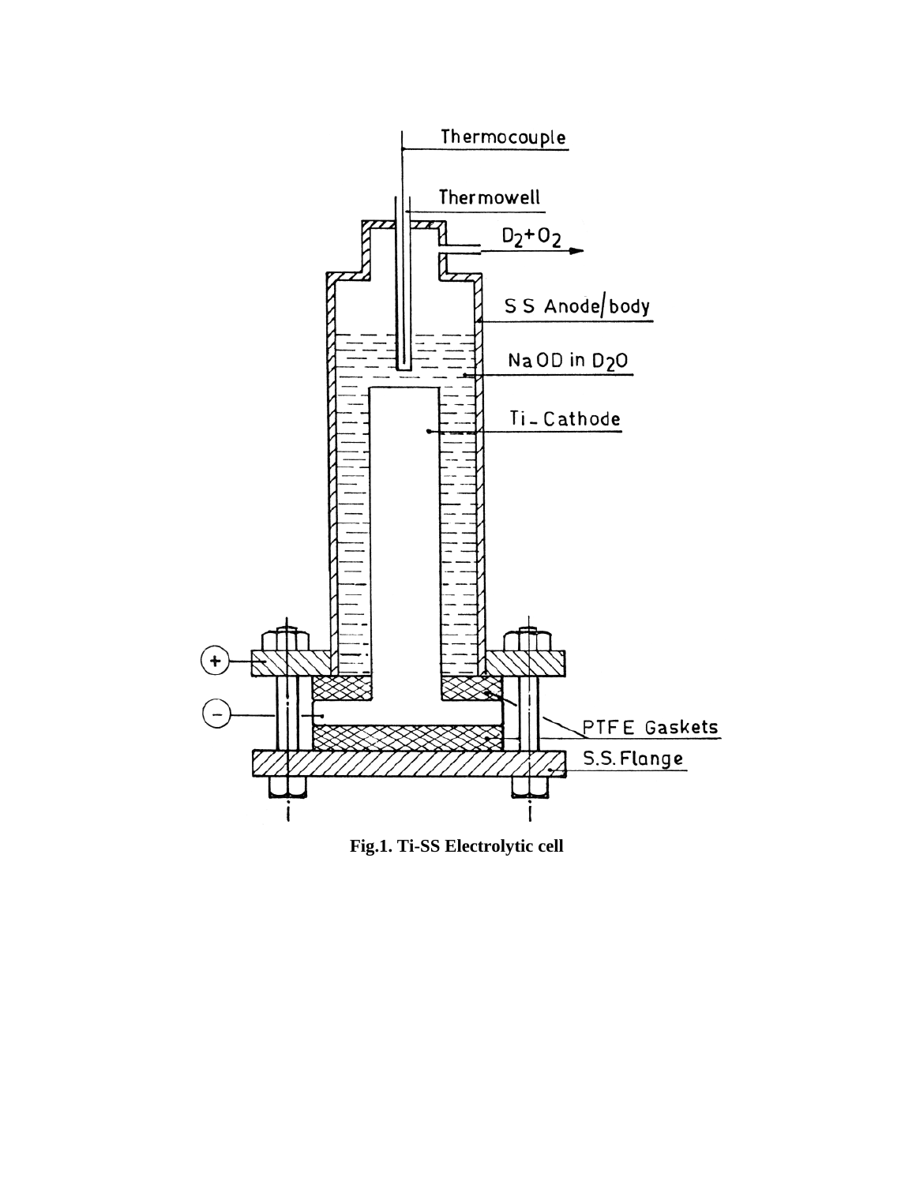Thermocouple

Thermowell

$D_2+O_2$

S S Anode/body

NaOD in $D_2O$

Ti - Cathode

PTFE Gaskets

S.S. Flange

**Fig.1. Ti-SS Electrolytic cell**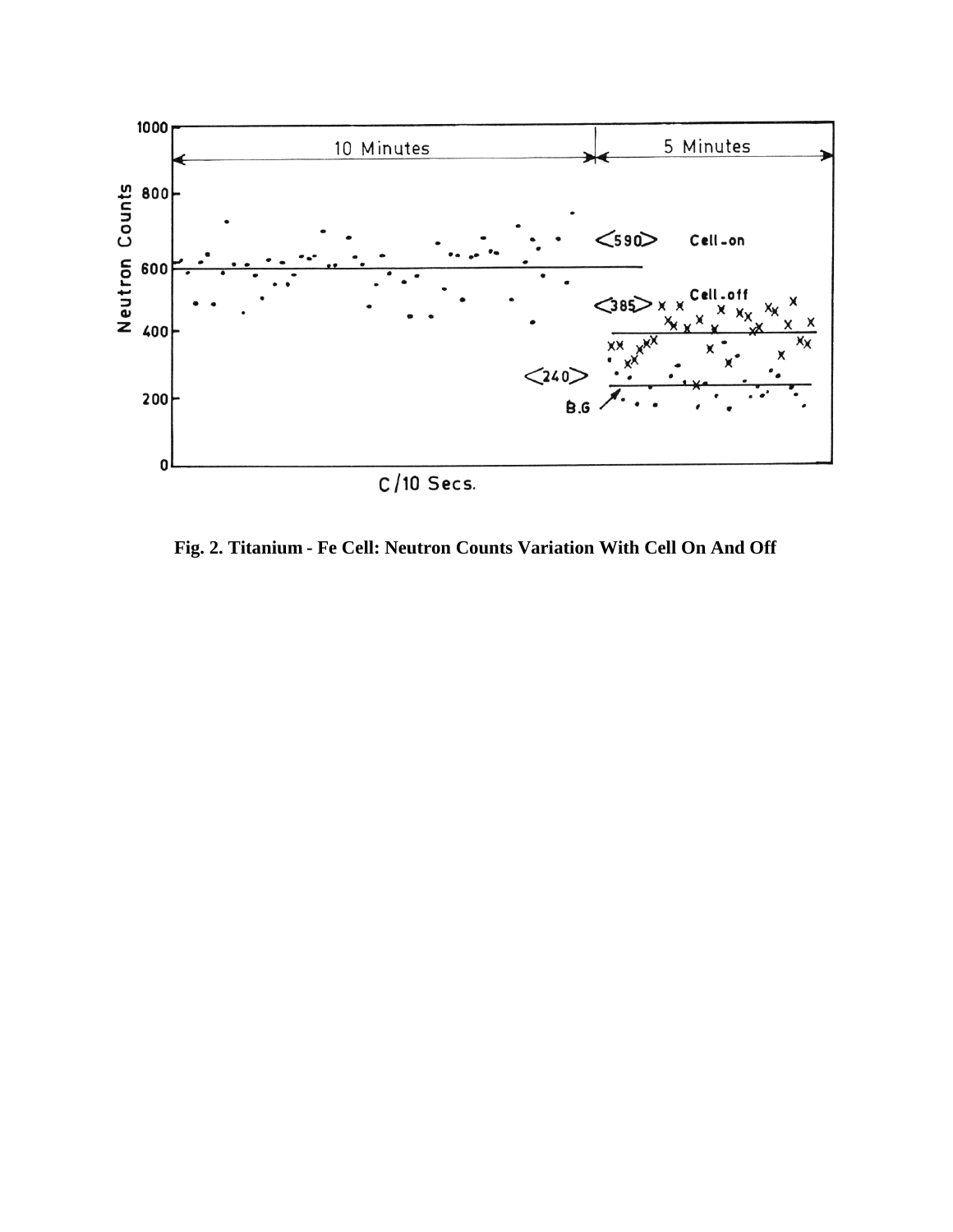1000

800

600

400

200

0

Neutron Counts

10 Minutes

5 Minutes

<590> Cell-on

<385> Cell-off

<240>

B.G

C/10 Secs.

**Fig. 2. Titanium - Fe Cell: Neutron Counts Variation With Cell On And Off**